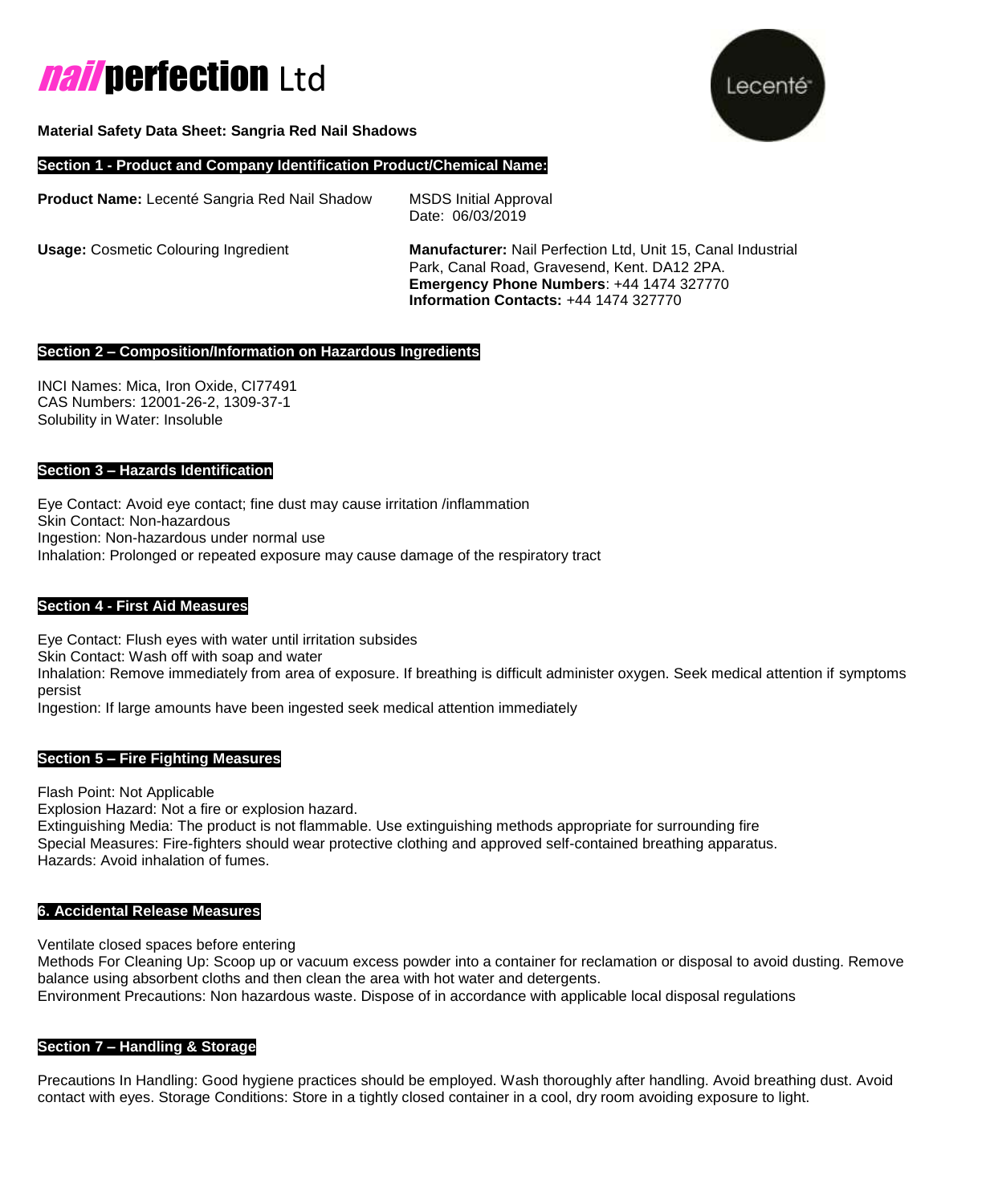# nail perfection Ltd

Lecenté

**Material Safety Data Sheet: Sangria Red Nail Shadows**

## Section 1 - Product and Company Identification Product/Chemical Name:

**Product Name:** Lecenté Sangria Red Nail Shadow

MSDS Initial Approval Date: 06/03/2019

**Usage:** Cosmetic Colouring Ingredient

**Manufacturer:** Nail Perfection Ltd, Unit 15, Canal Industrial Park, Canal Road, Gravesend, Kent. DA12 2PA.
**Emergency Phone Numbers**: +44 1474 327770
**Information Contacts:** +44 1474 327770

## Section 2 – Composition/Information on Hazardous Ingredients

INCI Names: Mica, Iron Oxide, CI77491
CAS Numbers: 12001-26-2, 1309-37-1
Solubility in Water: Insoluble

## Section 3 – Hazards Identification

Eye Contact: Avoid eye contact; fine dust may cause irritation /inflammation
Skin Contact: Non-hazardous
Ingestion: Non-hazardous under normal use
Inhalation: Prolonged or repeated exposure may cause damage of the respiratory tract

## Section 4 - First Aid Measures

Eye Contact: Flush eyes with water until irritation subsides
Skin Contact: Wash off with soap and water
Inhalation: Remove immediately from area of exposure. If breathing is difficult administer oxygen. Seek medical attention if symptoms persist
Ingestion: If large amounts have been ingested seek medical attention immediately

## Section 5 – Fire Fighting Measures

Flash Point: Not Applicable
Explosion Hazard: Not a fire or explosion hazard.
Extinguishing Media: The product is not flammable. Use extinguishing methods appropriate for surrounding fire
Special Measures: Fire-fighters should wear protective clothing and approved self-contained breathing apparatus.
Hazards: Avoid inhalation of fumes.

## 6. Accidental Release Measures

Ventilate closed spaces before entering
Methods For Cleaning Up: Scoop up or vacuum excess powder into a container for reclamation or disposal to avoid dusting. Remove balance using absorbent cloths and then clean the area with hot water and detergents.
Environment Precautions: Non hazardous waste. Dispose of in accordance with applicable local disposal regulations

## Section 7 – Handling & Storage

Precautions In Handling: Good hygiene practices should be employed. Wash thoroughly after handling. Avoid breathing dust. Avoid contact with eyes. Storage Conditions: Store in a tightly closed container in a cool, dry room avoiding exposure to light.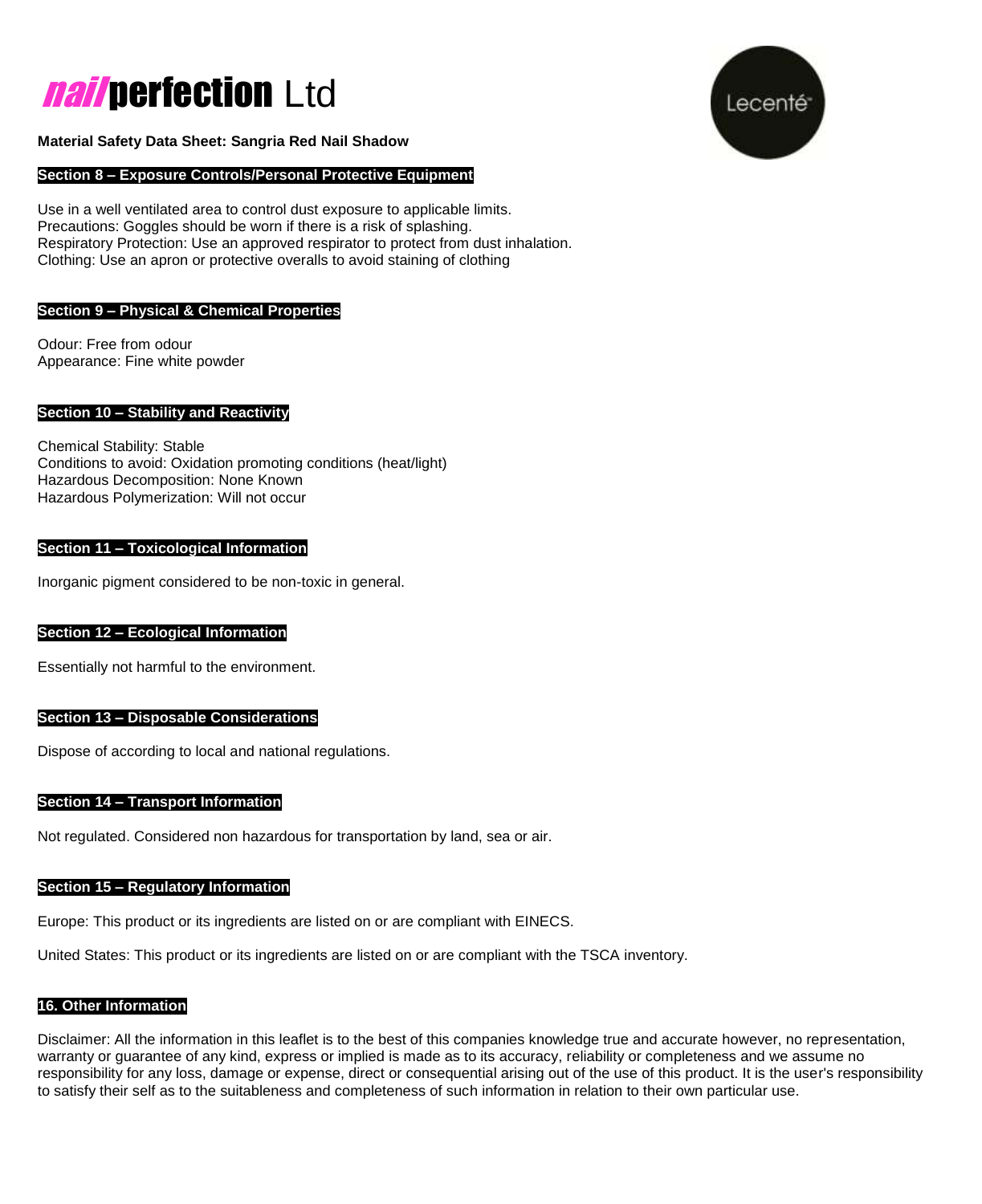# nailperfection Ltd

Lecenté

**Material Safety Data Sheet: Sangria Red Nail Shadow**

## Section 8 – Exposure Controls/Personal Protective Equipment

Use in a well ventilated area to control dust exposure to applicable limits.
Precautions: Goggles should be worn if there is a risk of splashing.
Respiratory Protection: Use an approved respirator to protect from dust inhalation.
Clothing: Use an apron or protective overalls to avoid staining of clothing

## Section 9 – Physical & Chemical Properties

Odour: Free from odour
Appearance: Fine white powder

## Section 10 – Stability and Reactivity

Chemical Stability: Stable
Conditions to avoid: Oxidation promoting conditions (heat/light)
Hazardous Decomposition: None Known
Hazardous Polymerization: Will not occur

## Section 11 – Toxicological Information

Inorganic pigment considered to be non-toxic in general.

## Section 12 – Ecological Information

Essentially not harmful to the environment.

## Section 13 – Disposable Considerations

Dispose of according to local and national regulations.

## Section 14 – Transport Information

Not regulated. Considered non hazardous for transportation by land, sea or air.

## Section 15 – Regulatory Information

Europe: This product or its ingredients are listed on or are compliant with EINECS.

United States: This product or its ingredients are listed on or are compliant with the TSCA inventory.

## 16. Other Information

Disclaimer: All the information in this leaflet is to the best of this companies knowledge true and accurate however, no representation, warranty or guarantee of any kind, express or implied is made as to its accuracy, reliability or completeness and we assume no responsibility for any loss, damage or expense, direct or consequential arising out of the use of this product. It is the user's responsibility to satisfy their self as to the suitableness and completeness of such information in relation to their own particular use.